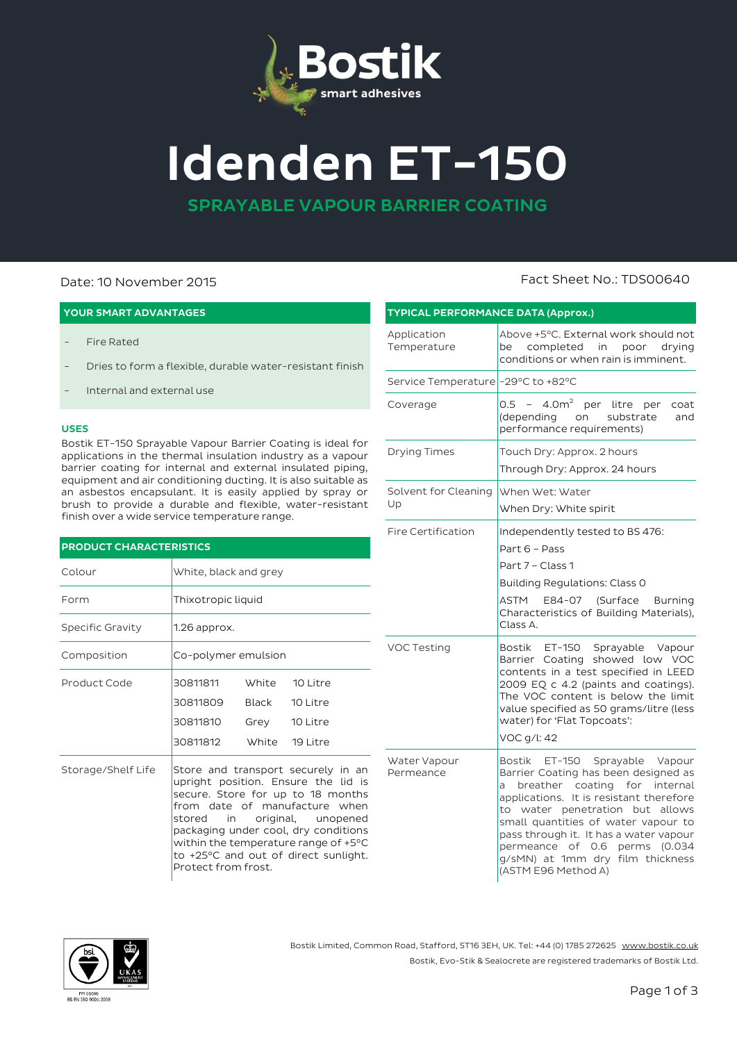Bostik
smart adhesives

# Idenden ET-150

## SPRAYABLE VAPOUR BARRIER COATING

Date: 10 November 2015

Fact Sheet No.: TDS00640

### YOUR SMART ADVANTAGES

- Fire Rated
- Dries to form a flexible, durable water-resistant finish
- Internal and external use

### USES

Bostik ET-150 Sprayable Vapour Barrier Coating is ideal for applications in the thermal insulation industry as a vapour barrier coating for internal and external insulated piping, equipment and air conditioning ducting. It is also suitable as an asbestos encapsulant. It is easily applied by spray or brush to provide a durable and flexible, water-resistant finish over a wide service temperature range.

### PRODUCT CHARACTERISTICS

| | | | |
|---|---|---|---|
| Colour | White, black and grey | | |
| Form | Thixotropic liquid | | |
| Specific Gravity | 1.26 approx. | | |
| Composition | Co-polymer emulsion | | |
| Product Code | 30811811 | White | 10 Litre |
| | 30811809 | Black | 10 Litre |
| | 30811810 | Grey | 10 Litre |
| | 30811812 | White | 19 Litre |
| Storage/Shelf Life | Store and transport securely in an upright position. Ensure the lid is secure. Store for up to 18 months from date of manufacture when stored in original, unopened packaging under cool, dry conditions within the temperature range of +5°C to +25°C and out of direct sunlight. Protect from frost. | | |

### TYPICAL PERFORMANCE DATA (Approx.)

| | |
|---|---|
| Application Temperature | Above +5°C. External work should not be completed in poor drying conditions or when rain is imminent. |
| Service Temperature | -29°C to +82°C |
| Coverage | 0.5 – 4.0m² per litre per coat (depending on substrate and performance requirements) |
| Drying Times | Touch Dry: Approx. 2 hours<br>Through Dry: Approx. 24 hours |
| Solvent for Cleaning Up | When Wet: Water<br>When Dry: White spirit |
| Fire Certification | Independently tested to BS 476:<br>Part 6 – Pass<br>Part 7 – Class 1<br>Building Regulations: Class 0<br>ASTM E84-07 (Surface Burning Characteristics of Building Materials), Class A. |
| VOC Testing | Bostik ET-150 Sprayable Vapour Barrier Coating showed low VOC contents in a test specified in LEED 2009 EQ c 4.2 (paints and coatings). The VOC content is below the limit value specified as 50 grams/litre (less water) for 'Flat Topcoats':<br>VOC g/l: 42 |
| Water Vapour Permeance | Bostik ET-150 Sprayable Vapour Barrier Coating has been designed as a breather coating for internal applications. It is resistant therefore to water penetration but allows small quantities of water vapour to pass through it. It has a water vapour permeance of 0.6 perms (0.034 g/sMN) at 1mm dry film thickness (ASTM E96 Method A) |

FM 01696
BS EN ISO 9001:2008

Bostik Limited, Common Road, Stafford, ST16 3EH, UK. Tel: +44 (0) 1785 272625 www.bostik.co.uk

Bostik, Evo-Stik & Sealocrete are registered trademarks of Bostik Ltd.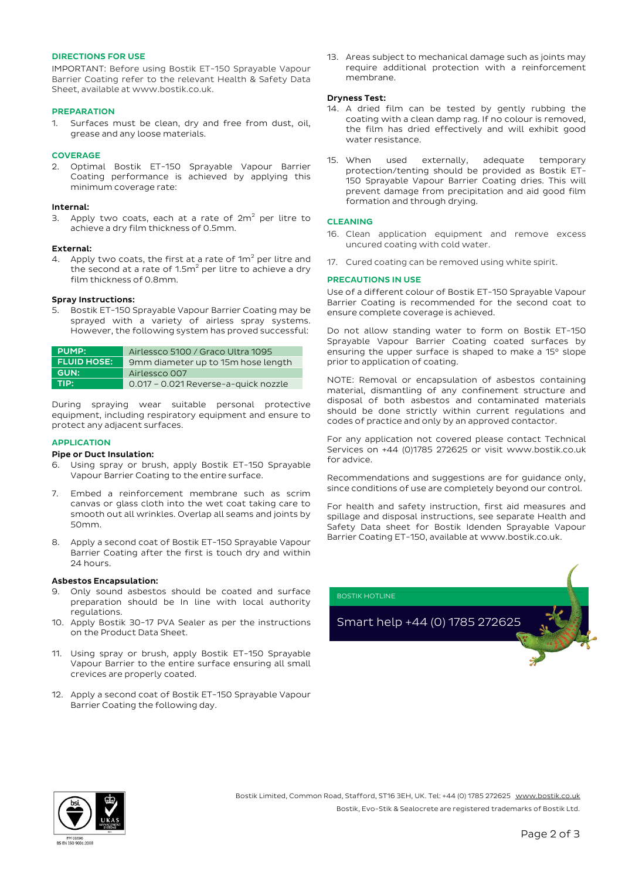### DIRECTIONS FOR USE

IMPORTANT: Before using Bostik ET-150 Sprayable Vapour Barrier Coating refer to the relevant Health & Safety Data Sheet, available at www.bostik.co.uk.

### PREPARATION

1. Surfaces must be clean, dry and free from dust, oil, grease and any loose materials.

### COVERAGE

2. Optimal Bostik ET-150 Sprayable Vapour Barrier Coating performance is achieved by applying this minimum coverage rate:

**Internal:**

3. Apply two coats, each at a rate of $2m^2$ per litre to achieve a dry film thickness of 0.5mm.

**External:**

4. Apply two coats, the first at a rate of $1m^2$ per litre and the second at a rate of $1.5m^2$ per litre to achieve a dry film thickness of 0.8mm.

**Spray Instructions:**

5. Bostik ET-150 Sprayable Vapour Barrier Coating may be sprayed with a variety of airless spray systems. However, the following system has proved successful:

| | |
|---|---|
| **PUMP:** | Airlessco 5100 / Graco Ultra 1095 |
| **FLUID HOSE:** | 9mm diameter up to 15m hose length |
| **GUN:** | Airlessco 007 |
| **TIP:** | 0.017 – 0.021 Reverse-a-quick nozzle |

During spraying wear suitable personal protective equipment, including respiratory equipment and ensure to protect any adjacent surfaces.

### APPLICATION

**Pipe or Duct Insulation:**

6. Using spray or brush, apply Bostik ET-150 Sprayable Vapour Barrier Coating to the entire surface.

7. Embed a reinforcement membrane such as scrim canvas or glass cloth into the wet coat taking care to smooth out all wrinkles. Overlap all seams and joints by 50mm.

8. Apply a second coat of Bostik ET-150 Sprayable Vapour Barrier Coating after the first is touch dry and within 24 hours.

**Asbestos Encapsulation:**

9. Only sound asbestos should be coated and surface preparation should be In line with local authority regulations.
10. Apply Bostik 30-17 PVA Sealer as per the instructions on the Product Data Sheet.

11. Using spray or brush, apply Bostik ET-150 Sprayable Vapour Barrier to the entire surface ensuring all small crevices are properly coated.

12. Apply a second coat of Bostik ET-150 Sprayable Vapour Barrier Coating the following day.

13. Areas subject to mechanical damage such as joints may require additional protection with a reinforcement membrane.

**Dryness Test:**

14. A dried film can be tested by gently rubbing the coating with a clean damp rag. If no colour is removed, the film has dried effectively and will exhibit good water resistance.

15. When used externally, adequate temporary protection/tenting should be provided as Bostik ET-150 Sprayable Vapour Barrier Coating dries. This will prevent damage from precipitation and aid good film formation and through drying.

### CLEANING

16. Clean application equipment and remove excess uncured coating with cold water.

17. Cured coating can be removed using white spirit.

### PRECAUTIONS IN USE

Use of a different colour of Bostik ET-150 Sprayable Vapour Barrier Coating is recommended for the second coat to ensure complete coverage is achieved.

Do not allow standing water to form on Bostik ET-150 Sprayable Vapour Barrier Coating coated surfaces by ensuring the upper surface is shaped to make a 15° slope prior to application of coating.

NOTE: Removal or encapsulation of asbestos containing material, dismantling of any confinement structure and disposal of both asbestos and contaminated materials should be done strictly within current regulations and codes of practice and only by an approved contactor.

For any application not covered please contact Technical Services on +44 (0)1785 272625 or visit www.bostik.co.uk for advice.

Recommendations and suggestions are for guidance only, since conditions of use are completely beyond our control.

For health and safety instruction, first aid measures and spillage and disposal instructions, see separate Health and Safety Data sheet for Bostik Idenden Sprayable Vapour Barrier Coating ET-150, available at www.bostik.co.uk.

BOSTIK HOTLINE

Smart help +44 (0) 1785 272625

FM 01696
BS EN ISO 9001:2008

Bostik Limited, Common Road, Stafford, ST16 3EH, UK. Tel: +44 (0) 1785 272625 www.bostik.co.uk

Bostik, Evo-Stik & Sealocrete are registered trademarks of Bostik Ltd.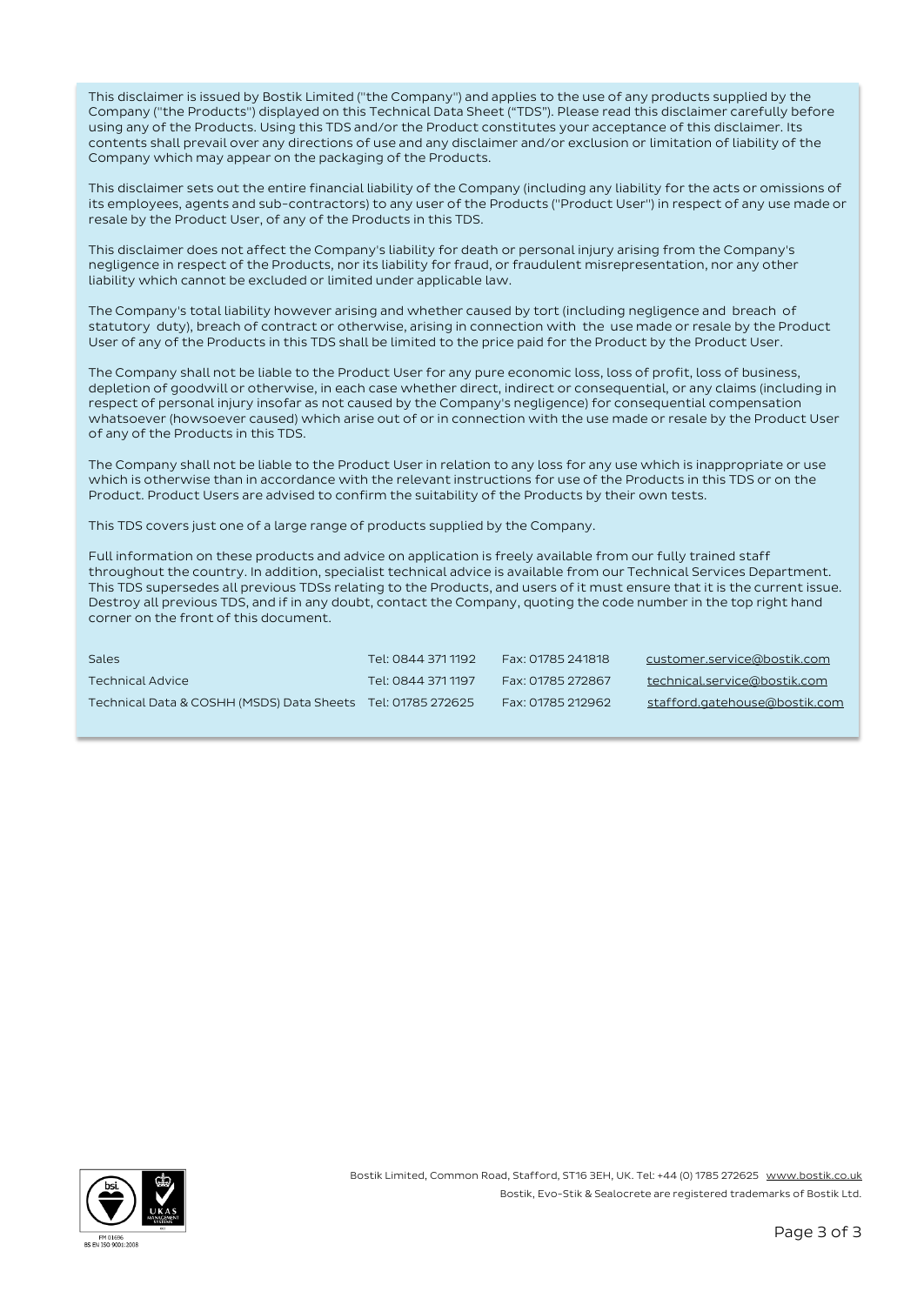This disclaimer is issued by Bostik Limited ("the Company") and applies to the use of any products supplied by the Company ("the Products") displayed on this Technical Data Sheet ("TDS"). Please read this disclaimer carefully before using any of the Products. Using this TDS and/or the Product constitutes your acceptance of this disclaimer. Its contents shall prevail over any directions of use and any disclaimer and/or exclusion or limitation of liability of the Company which may appear on the packaging of the Products.

This disclaimer sets out the entire financial liability of the Company (including any liability for the acts or omissions of its employees, agents and sub-contractors) to any user of the Products ("Product User") in respect of any use made or resale by the Product User, of any of the Products in this TDS.

This disclaimer does not affect the Company's liability for death or personal injury arising from the Company's negligence in respect of the Products, nor its liability for fraud, or fraudulent misrepresentation, nor any other liability which cannot be excluded or limited under applicable law.

The Company's total liability however arising and whether caused by tort (including negligence and breach of statutory duty), breach of contract or otherwise, arising in connection with the use made or resale by the Product User of any of the Products in this TDS shall be limited to the price paid for the Product by the Product User.

The Company shall not be liable to the Product User for any pure economic loss, loss of profit, loss of business, depletion of goodwill or otherwise, in each case whether direct, indirect or consequential, or any claims (including in respect of personal injury insofar as not caused by the Company's negligence) for consequential compensation whatsoever (howsoever caused) which arise out of or in connection with the use made or resale by the Product User of any of the Products in this TDS.

The Company shall not be liable to the Product User in relation to any loss for any use which is inappropriate or use which is otherwise than in accordance with the relevant instructions for use of the Products in this TDS or on the Product. Product Users are advised to confirm the suitability of the Products by their own tests.

This TDS covers just one of a large range of products supplied by the Company.

Full information on these products and advice on application is freely available from our fully trained staff throughout the country. In addition, specialist technical advice is available from our Technical Services Department. This TDS supersedes all previous TDSs relating to the Products, and users of it must ensure that it is the current issue. Destroy all previous TDS, and if in any doubt, contact the Company, quoting the code number in the top right hand corner on the front of this document.

| | | | |
|---|---|---|---|
| Sales | Tel: 0844 371 1192 | Fax: 01785 241818 | customer.service@bostik.com |
| Technical Advice | Tel: 0844 371 1197 | Fax: 01785 272867 | technical.service@bostik.com |
| Technical Data & COSHH (MSDS) Data Sheets | Tel: 01785 272625 | Fax: 01785 212962 | stafford.gatehouse@bostik.com |

FM 01696
BS EN ISO 9001:2008

Bostik Limited, Common Road, Stafford, ST16 3EH, UK. Tel: +44 (0) 1785 272625 www.bostik.co.uk

Bostik, Evo-Stik & Sealocrete are registered trademarks of Bostik Ltd.